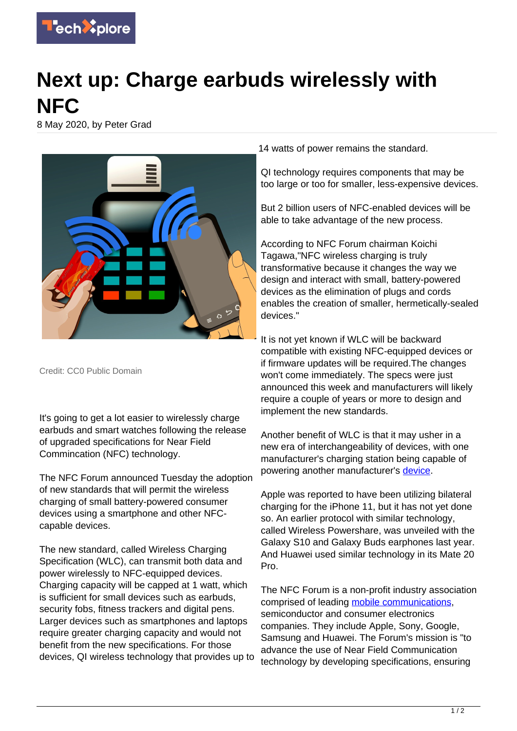# Next up: Charge earbuds wirelessly with NFC

8 May 2020, by Peter Grad

Credit: CC0 Public Domain

It's going to get a lot easier to wirelessly charge earbuds and smart watches following the release of upgraded specifications for Near Field Commincation (NFC) technology.

The NFC Forum announced Tuesday the adoption of new standards that will permit the wireless charging of small battery-powered consumer devices using a smartphone and other NFC-capable devices.

The new standard, called Wireless Charging Specification (WLC), can transmit both data and power wirelessly to NFC-equipped devices. Charging capacity will be capped at 1 watt, which is sufficient for small devices such as earbuds, security fobs, fitness trackers and digital pens. Larger devices such as smartphones and laptops require greater charging capacity and would not benefit from the new specifications. For those devices, QI wireless technology that provides up to 14 watts of power remains the standard.

QI technology requires components that may be too large or too for smaller, less-expensive devices.

But 2 billion users of NFC-enabled devices will be able to take advantage of the new process.

According to NFC Forum chairman Koichi Tagawa,"NFC wireless charging is truly transformative because it changes the way we design and interact with small, battery-powered devices as the elimination of plugs and cords enables the creation of smaller, hermetically-sealed devices."

It is not yet known if WLC will be backward compatible with existing NFC-equipped devices or if firmware updates will be required.The changes won't come immediately. The specs were just announced this week and manufacturers will likely require a couple of years or more to design and implement the new standards.

Another benefit of WLC is that it may usher in a new era of interchangeability of devices, with one manufacturer's charging station being capable of powering another manufacturer's device.

Apple was reported to have been utilizing bilateral charging for the iPhone 11, but it has not yet done so. An earlier protocol with similar technology, called Wireless Powershare, was unveiled with the Galaxy S10 and Galaxy Buds earphones last year. And Huawei used similar technology in its Mate 20 Pro.

The NFC Forum is a non-profit industry association comprised of leading mobile communications, semiconductor and consumer electronics companies. They include Apple, Sony, Google, Samsung and Huawei. The Forum's mission is "to advance the use of Near Field Communication technology by developing specifications, ensuring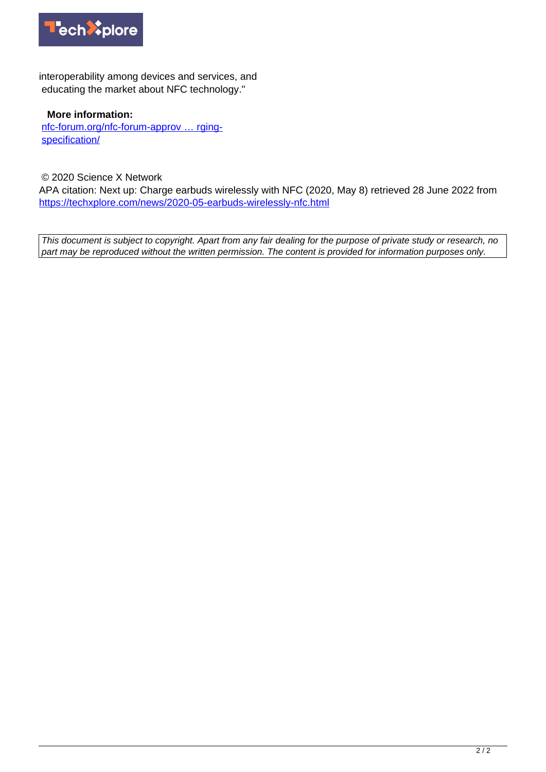interoperability among devices and services, and educating the market about NFC technology."

**More information:**
nfc-forum.org/nfc-forum-approv … rging-specification/

© 2020 Science X Network

APA citation: Next up: Charge earbuds wirelessly with NFC (2020, May 8) retrieved 28 June 2022 from https://techxplore.com/news/2020-05-earbuds-wirelessly-nfc.html

*This document is subject to copyright. Apart from any fair dealing for the purpose of private study or research, no part may be reproduced without the written permission. The content is provided for information purposes only.*